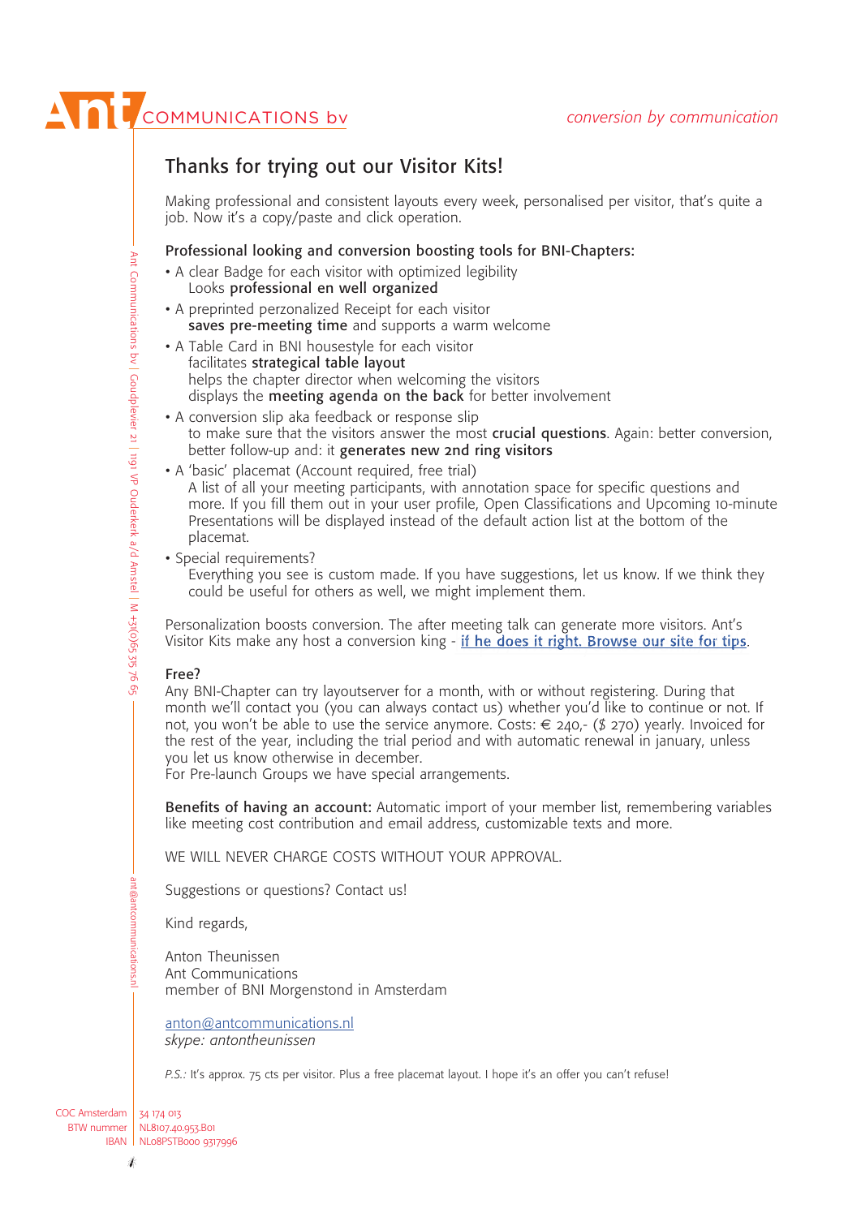Ant COMMUNICATIONS bv

*conversion by communication*

## Thanks for trying out our Visitor Kits!

Making professional and consistent layouts every week, personalised per visitor, that's quite a job. Now it's a copy/paste and click operation.

### Professional looking and conversion boosting tools for BNI-Chapters:

- A clear Badge for each visitor with optimized legibility
  Looks **professional en well organized**
- A preprinted perzonalized Receipt for each visitor
  **saves pre-meeting time** and supports a warm welcome
- A Table Card in BNI housestyle for each visitor
  facilitates **strategical table layout**
  helps the chapter director when welcoming the visitors
  displays the **meeting agenda on the back** for better involvement
- A conversion slip aka feedback or response slip
  to make sure that the visitors answer the most **crucial questions**. Again: better conversion, better follow-up and: it **generates new 2nd ring visitors**
- A 'basic' placemat (Account required, free trial)
  A list of all your meeting participants, with annotation space for specific questions and more. If you fill them out in your user profile, Open Classifications and Upcoming 10-minute Presentations will be displayed instead of the default action list at the bottom of the placemat.
- Special requirements?
  Everything you see is custom made. If you have suggestions, let us know. If we think they could be useful for others as well, we might implement them.

Personalization boosts conversion. The after meeting talk can generate more visitors. Ant's Visitor Kits make any host a conversion king - [if he does it right. Browse our site for tips]().

### Free?

Any BNI-Chapter can try layoutserver for a month, with or without registering. During that month we'll contact you (you can always contact us) whether you'd like to continue or not. If not, you won't be able to use the service anymore. Costs: € 240,- ($ 270) yearly. Invoiced for the rest of the year, including the trial period and with automatic renewal in january, unless you let us know otherwise in december.
For Pre-launch Groups we have special arrangements.

**Benefits of having an account:** Automatic import of your member list, remembering variables like meeting cost contribution and email address, customizable texts and more.

WE WILL NEVER CHARGE COSTS WITHOUT YOUR APPROVAL.

Suggestions or questions? Contact us!

Kind regards,

Anton Theunissen
Ant Communications
member of BNI Morgenstond in Amsterdam

anton@antcommunications.nl
*skype: antontheunissen*

*P.S.:* It's approx. 75 cts per visitor. Plus a free placemat layout. I hope it's an offer you can't refuse!

Ant Communications bv | Goudplevier 21 | 1191 VP Ouderkerk a/d Amstel | M +31(0)65 35 76 65 — ant@antcommunications.nl

| | |
|---|---|
| COC Amsterdam | 34 174 013 |
| BTW nummer | NL8107.40.953.B01 |
| IBAN | NL08PSTB000 9317996 |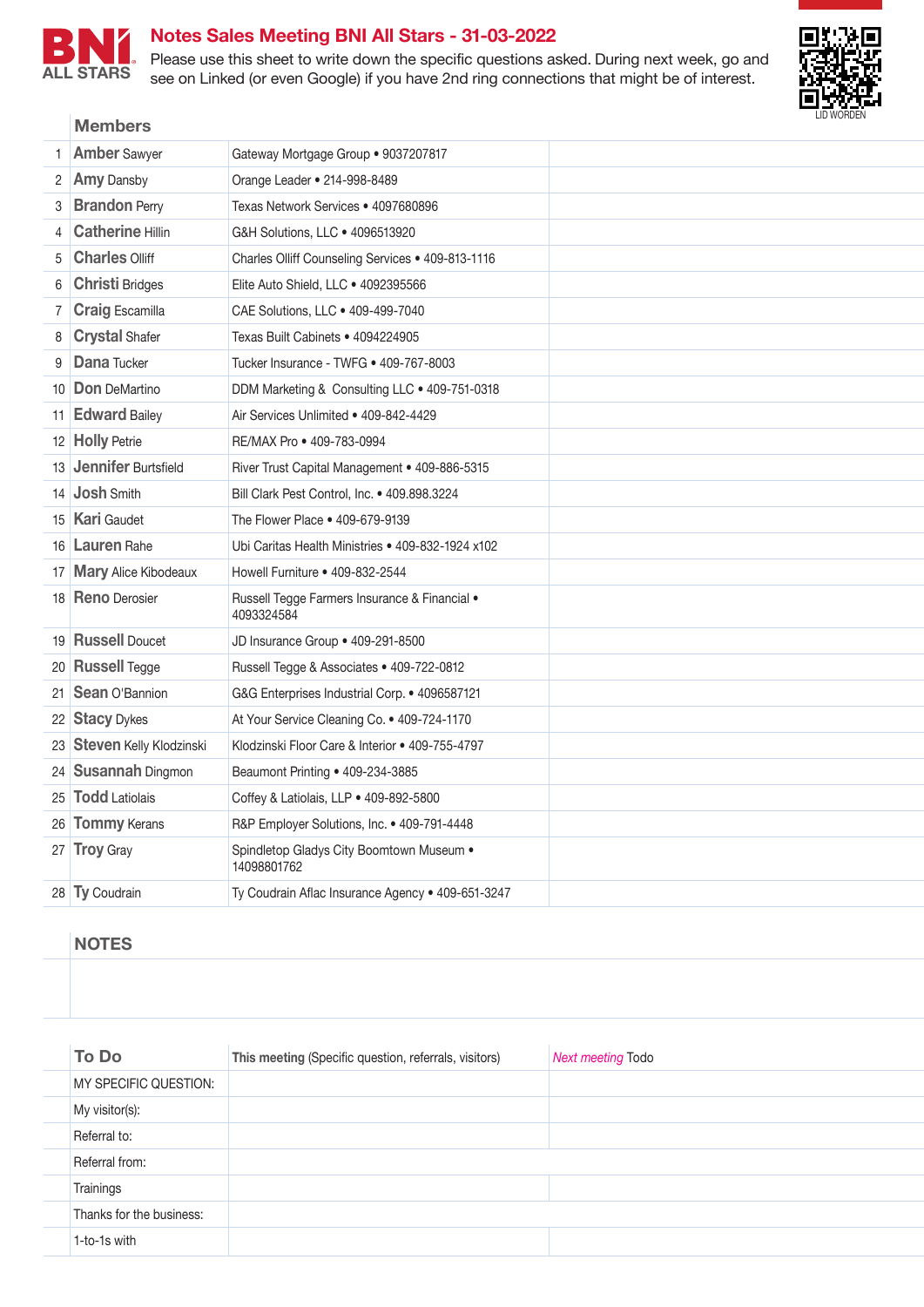# Notes Sales Meeting BNI All Stars - 31-03-2022

Please use this sheet to write down the specific questions asked. During next week, go and see on Linked (or even Google) if you have 2nd ring connections that might be of interest.

LID WORDEN

| | Members | | |
|---|---|---|---|
| 1 | **Amber** Sawyer | Gateway Mortgage Group • 9037207817 | |
| 2 | **Amy** Dansby | Orange Leader • 214-998-8489 | |
| 3 | **Brandon** Perry | Texas Network Services • 4097680896 | |
| 4 | **Catherine** Hillin | G&H Solutions, LLC • 4096513920 | |
| 5 | **Charles** Olliff | Charles Olliff Counseling Services • 409-813-1116 | |
| 6 | **Christi** Bridges | Elite Auto Shield, LLC • 4092395566 | |
| 7 | **Craig** Escamilla | CAE Solutions, LLC • 409-499-7040 | |
| 8 | **Crystal** Shafer | Texas Built Cabinets • 4094224905 | |
| 9 | **Dana** Tucker | Tucker Insurance - TWFG • 409-767-8003 | |
| 10 | **Don** DeMartino | DDM Marketing & Consulting LLC • 409-751-0318 | |
| 11 | **Edward** Bailey | Air Services Unlimited • 409-842-4429 | |
| 12 | **Holly** Petrie | RE/MAX Pro • 409-783-0994 | |
| 13 | **Jennifer** Burtsfield | River Trust Capital Management • 409-886-5315 | |
| 14 | **Josh** Smith | Bill Clark Pest Control, Inc. • 409.898.3224 | |
| 15 | **Kari** Gaudet | The Flower Place • 409-679-9139 | |
| 16 | **Lauren** Rahe | Ubi Caritas Health Ministries • 409-832-1924 x102 | |
| 17 | **Mary** Alice Kibodeaux | Howell Furniture • 409-832-2544 | |
| 18 | **Reno** Derosier | Russell Tegge Farmers Insurance & Financial • 4093324584 | |
| 19 | **Russell** Doucet | JD Insurance Group • 409-291-8500 | |
| 20 | **Russell** Tegge | Russell Tegge & Associates • 409-722-0812 | |
| 21 | **Sean** O'Bannion | G&G Enterprises Industrial Corp. • 4096587121 | |
| 22 | **Stacy** Dykes | At Your Service Cleaning Co. • 409-724-1170 | |
| 23 | **Steven** Kelly Klodzinski | Klodzinski Floor Care & Interior • 409-755-4797 | |
| 24 | **Susannah** Dingmon | Beaumont Printing • 409-234-3885 | |
| 25 | **Todd** Latiolais | Coffey & Latiolais, LLP • 409-892-5800 | |
| 26 | **Tommy** Kerans | R&P Employer Solutions, Inc. • 409-791-4448 | |
| 27 | **Troy** Gray | Spindletop Gladys City Boomtown Museum • 14098801762 | |
| 28 | **Ty** Coudrain | Ty Coudrain Aflac Insurance Agency • 409-651-3247 | |

## NOTES

| To Do | **This meeting** (Specific question, referrals, visitors) | *Next meeting* Todo |
|---|---|---|
| MY SPECIFIC QUESTION: | | |
| My visitor(s): | | |
| Referral to: | | |
| Referral from: | | |
| Trainings | | |
| Thanks for the business: | | |
| 1-to-1s with | | |